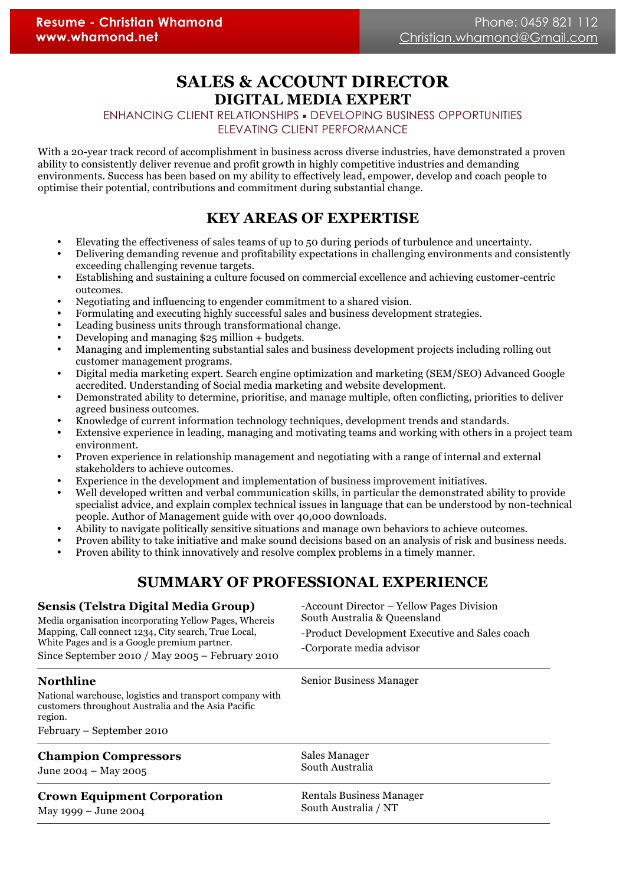**Resume - Christian Whamond**
**www.whamond.net**

Phone: 0459 821 112
Christian.whamond@Gmail.com

# SALES & ACCOUNT DIRECTOR
## DIGITAL MEDIA EXPERT

ENHANCING CLIENT RELATIONSHIPS ▪ DEVELOPING BUSINESS OPPORTUNITIES
ELEVATING CLIENT PERFORMANCE

With a 20-year track record of accomplishment in business across diverse industries, have demonstrated a proven ability to consistently deliver revenue and profit growth in highly competitive industries and demanding environments. Success has been based on my ability to effectively lead, empower, develop and coach people to optimise their potential, contributions and commitment during substantial change.

## KEY AREAS OF EXPERTISE

- Elevating the effectiveness of sales teams of up to 50 during periods of turbulence and uncertainty.
- Delivering demanding revenue and profitability expectations in challenging environments and consistently exceeding challenging revenue targets.
- Establishing and sustaining a culture focused on commercial excellence and achieving customer-centric outcomes.
- Negotiating and influencing to engender commitment to a shared vision.
- Formulating and executing highly successful sales and business development strategies.
- Leading business units through transformational change.
- Developing and managing $25 million + budgets.
- Managing and implementing substantial sales and business development projects including rolling out customer management programs.
- Digital media marketing expert. Search engine optimization and marketing (SEM/SEO) Advanced Google accredited. Understanding of Social media marketing and website development.
- Demonstrated ability to determine, prioritise, and manage multiple, often conflicting, priorities to deliver agreed business outcomes.
- Knowledge of current information technology techniques, development trends and standards.
- Extensive experience in leading, managing and motivating teams and working with others in a project team environment.
- Proven experience in relationship management and negotiating with a range of internal and external stakeholders to achieve outcomes.
- Experience in the development and implementation of business improvement initiatives.
- Well developed written and verbal communication skills, in particular the demonstrated ability to provide specialist advice, and explain complex technical issues in language that can be understood by non-technical people. Author of Management guide with over 40,000 downloads.
- Ability to navigate politically sensitive situations and manage own behaviors to achieve outcomes.
- Proven ability to take initiative and make sound decisions based on an analysis of risk and business needs.
- Proven ability to think innovatively and resolve complex problems in a timely manner.

## SUMMARY OF PROFESSIONAL EXPERIENCE

**Sensis (Telstra Digital Media Group)**
Media organisation incorporating Yellow Pages, Whereis Mapping, Call connect 1234, City search, True Local, White Pages and is a Google premium partner.
Since September 2010 / May 2005 – February 2010

-Account Director – Yellow Pages Division
South Australia & Queensland
-Product Development Executive and Sales coach
-Corporate media advisor

---

**Northline**
National warehouse, logistics and transport company with customers throughout Australia and the Asia Pacific region.
February – September 2010

Senior Business Manager

---

**Champion Compressors**
June 2004 – May 2005

Sales Manager
South Australia

---

**Crown Equipment Corporation**
May 1999 – June 2004

Rentals Business Manager
South Australia / NT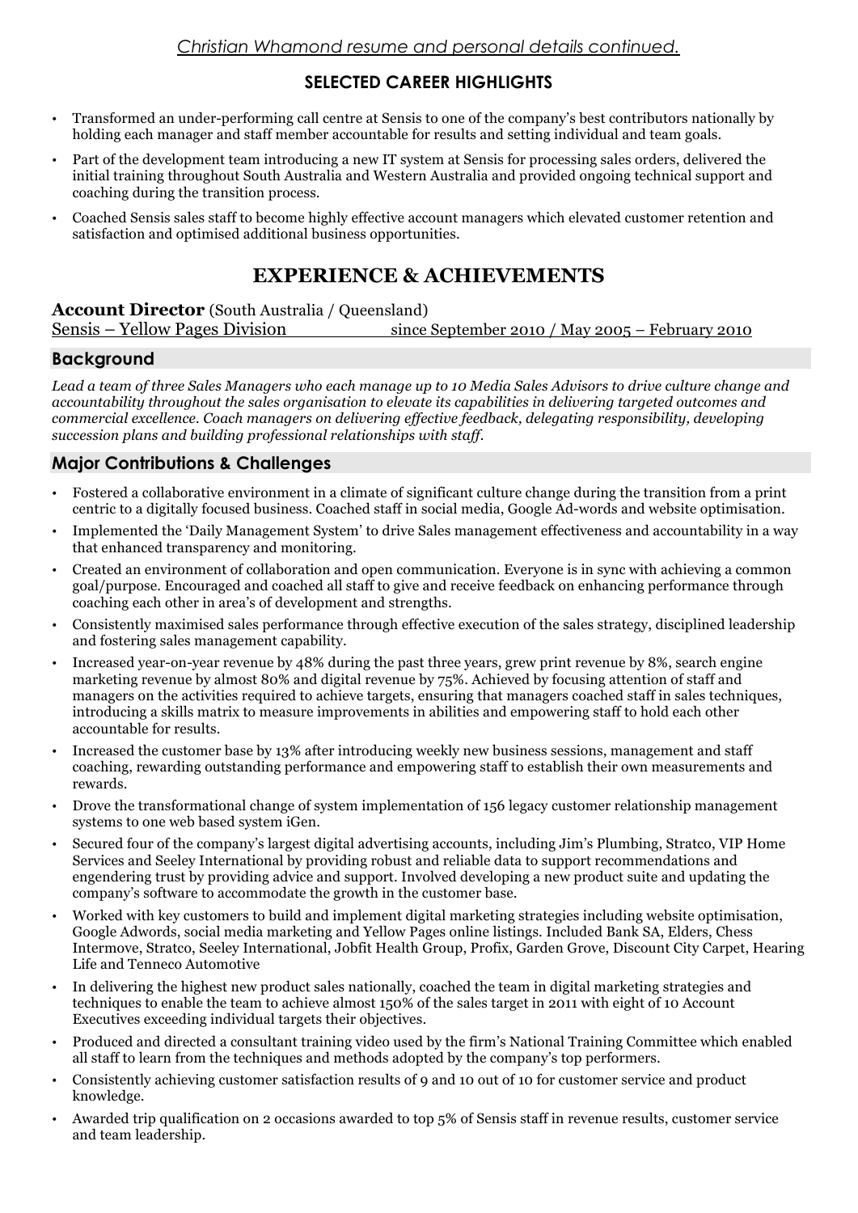*Christian Whamond resume and personal details continued.*

## SELECTED CAREER HIGHLIGHTS

- Transformed an under-performing call centre at Sensis to one of the company's best contributors nationally by holding each manager and staff member accountable for results and setting individual and team goals.
- Part of the development team introducing a new IT system at Sensis for processing sales orders, delivered the initial training throughout South Australia and Western Australia and provided ongoing technical support and coaching during the transition process.
- Coached Sensis sales staff to become highly effective account managers which elevated customer retention and satisfaction and optimised additional business opportunities.

# EXPERIENCE & ACHIEVEMENTS

**Account Director** (South Australia / Queensland)
Sensis – Yellow Pages Division since September 2010 / May 2005 – February 2010

### Background

*Lead a team of three Sales Managers who each manage up to 10 Media Sales Advisors to drive culture change and accountability throughout the sales organisation to elevate its capabilities in delivering targeted outcomes and commercial excellence. Coach managers on delivering effective feedback, delegating responsibility, developing succession plans and building professional relationships with staff.*

### Major Contributions & Challenges

- Fostered a collaborative environment in a climate of significant culture change during the transition from a print centric to a digitally focused business. Coached staff in social media, Google Ad-words and website optimisation.
- Implemented the 'Daily Management System' to drive Sales management effectiveness and accountability in a way that enhanced transparency and monitoring.
- Created an environment of collaboration and open communication. Everyone is in sync with achieving a common goal/purpose. Encouraged and coached all staff to give and receive feedback on enhancing performance through coaching each other in area's of development and strengths.
- Consistently maximised sales performance through effective execution of the sales strategy, disciplined leadership and fostering sales management capability.
- Increased year-on-year revenue by 48% during the past three years, grew print revenue by 8%, search engine marketing revenue by almost 80% and digital revenue by 75%. Achieved by focusing attention of staff and managers on the activities required to achieve targets, ensuring that managers coached staff in sales techniques, introducing a skills matrix to measure improvements in abilities and empowering staff to hold each other accountable for results.
- Increased the customer base by 13% after introducing weekly new business sessions, management and staff coaching, rewarding outstanding performance and empowering staff to establish their own measurements and rewards.
- Drove the transformational change of system implementation of 156 legacy customer relationship management systems to one web based system iGen.
- Secured four of the company's largest digital advertising accounts, including Jim's Plumbing, Stratco, VIP Home Services and Seeley International by providing robust and reliable data to support recommendations and engendering trust by providing advice and support. Involved developing a new product suite and updating the company's software to accommodate the growth in the customer base.
- Worked with key customers to build and implement digital marketing strategies including website optimisation, Google Adwords, social media marketing and Yellow Pages online listings. Included Bank SA, Elders, Chess Intermove, Stratco, Seeley International, Jobfit Health Group, Profix, Garden Grove, Discount City Carpet, Hearing Life and Tenneco Automotive
- In delivering the highest new product sales nationally, coached the team in digital marketing strategies and techniques to enable the team to achieve almost 150% of the sales target in 2011 with eight of 10 Account Executives exceeding individual targets their objectives.
- Produced and directed a consultant training video used by the firm's National Training Committee which enabled all staff to learn from the techniques and methods adopted by the company's top performers.
- Consistently achieving customer satisfaction results of 9 and 10 out of 10 for customer service and product knowledge.
- Awarded trip qualification on 2 occasions awarded to top 5% of Sensis staff in revenue results, customer service and team leadership.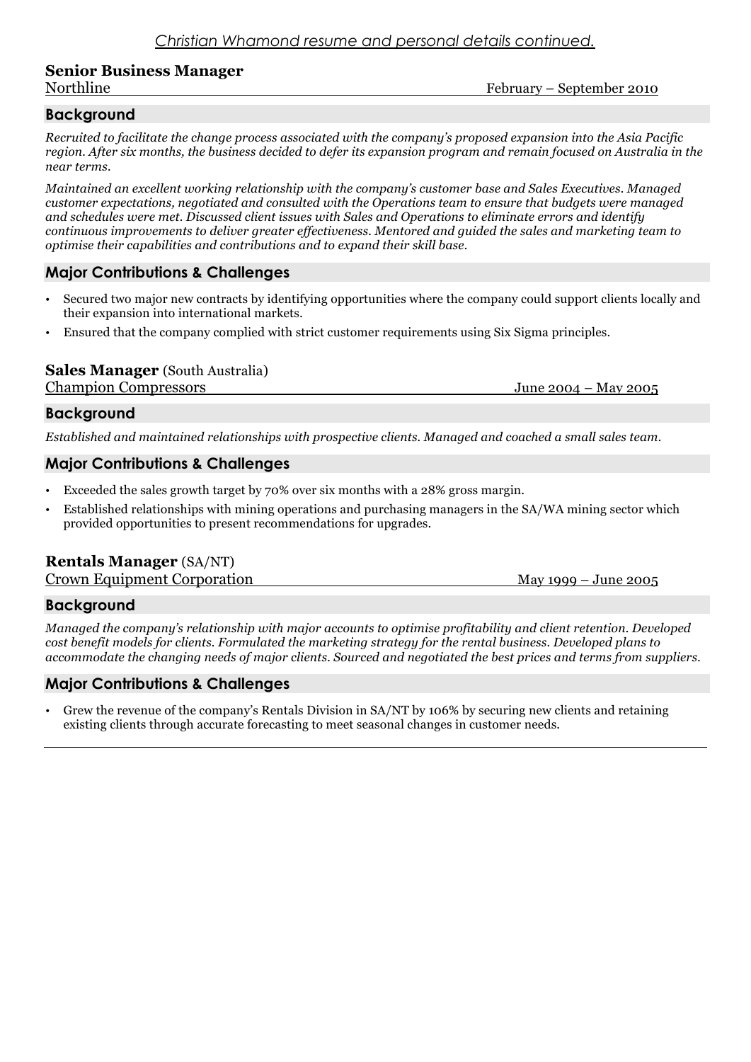### Senior Business Manager

Northline — February – September 2010

#### Background

*Recruited to facilitate the change process associated with the company's proposed expansion into the Asia Pacific region. After six months, the business decided to defer its expansion program and remain focused on Australia in the near terms.*

*Maintained an excellent working relationship with the company's customer base and Sales Executives. Managed customer expectations, negotiated and consulted with the Operations team to ensure that budgets were managed and schedules were met. Discussed client issues with Sales and Operations to eliminate errors and identify continuous improvements to deliver greater effectiveness. Mentored and guided the sales and marketing team to optimise their capabilities and contributions and to expand their skill base.*

#### Major Contributions & Challenges

- Secured two major new contracts by identifying opportunities where the company could support clients locally and their expansion into international markets.
- Ensured that the company complied with strict customer requirements using Six Sigma principles.

### Sales Manager (South Australia)

Champion Compressors — June 2004 – May 2005

#### Background

*Established and maintained relationships with prospective clients. Managed and coached a small sales team.*

#### Major Contributions & Challenges

- Exceeded the sales growth target by 70% over six months with a 28% gross margin.
- Established relationships with mining operations and purchasing managers in the SA/WA mining sector which provided opportunities to present recommendations for upgrades.

### Rentals Manager (SA/NT)

Crown Equipment Corporation — May 1999 – June 2005

#### Background

*Managed the company's relationship with major accounts to optimise profitability and client retention. Developed cost benefit models for clients. Formulated the marketing strategy for the rental business. Developed plans to accommodate the changing needs of major clients. Sourced and negotiated the best prices and terms from suppliers.*

#### Major Contributions & Challenges

- Grew the revenue of the company's Rentals Division in SA/NT by 106% by securing new clients and retaining existing clients through accurate forecasting to meet seasonal changes in customer needs.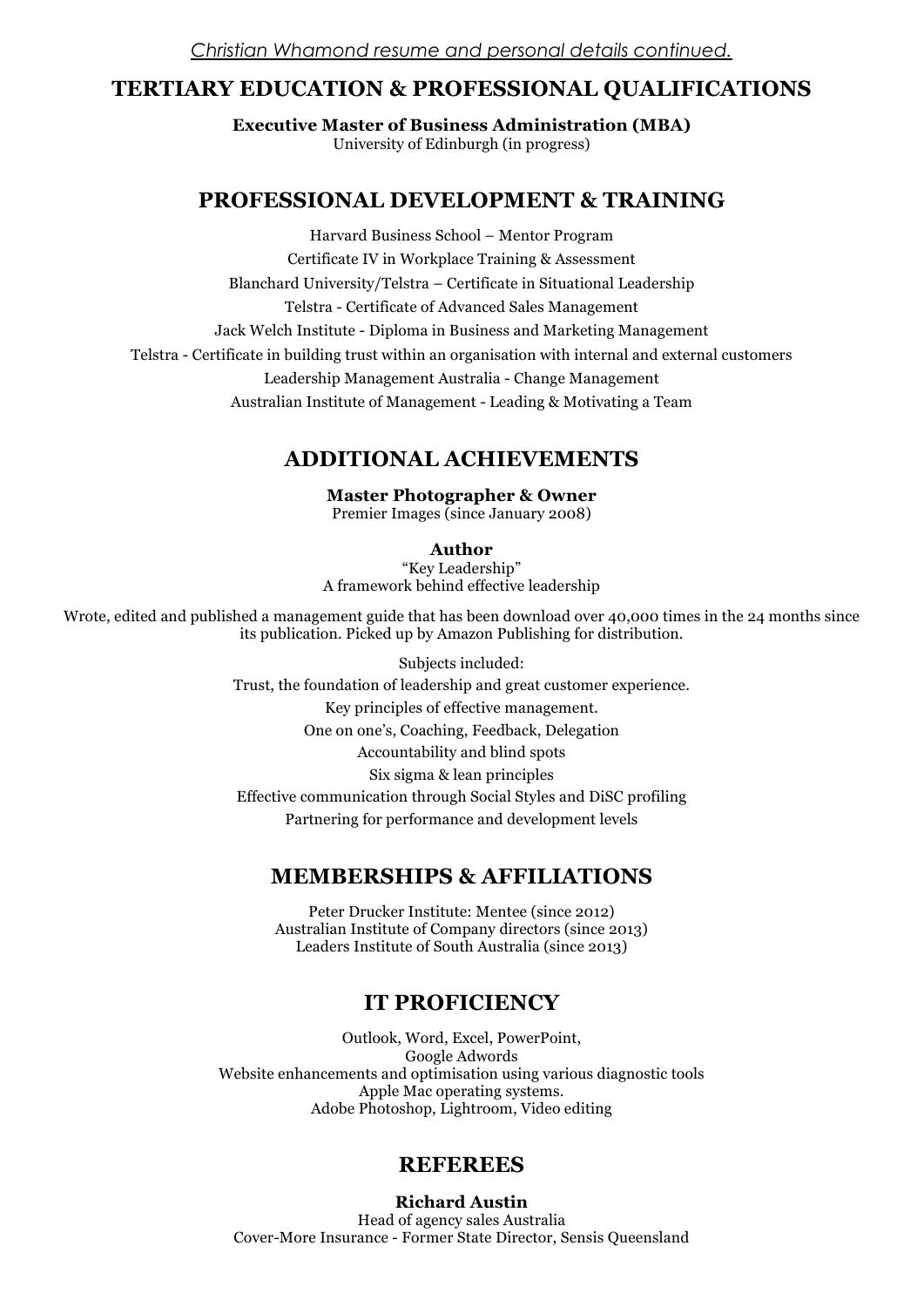*Christian Whamond resume and personal details continued.*

## TERTIARY EDUCATION & PROFESSIONAL QUALIFICATIONS

**Executive Master of Business Administration (MBA)**
University of Edinburgh (in progress)

## PROFESSIONAL DEVELOPMENT & TRAINING

Harvard Business School – Mentor Program

Certificate IV in Workplace Training & Assessment

Blanchard University/Telstra – Certificate in Situational Leadership

Telstra - Certificate of Advanced Sales Management

Jack Welch Institute - Diploma in Business and Marketing Management

Telstra - Certificate in building trust within an organisation with internal and external customers

Leadership Management Australia - Change Management

Australian Institute of Management - Leading & Motivating a Team

## ADDITIONAL ACHIEVEMENTS

**Master Photographer & Owner**
Premier Images (since January 2008)

**Author**
"Key Leadership"
A framework behind effective leadership

Wrote, edited and published a management guide that has been download over 40,000 times in the 24 months since its publication. Picked up by Amazon Publishing for distribution.

Subjects included:

Trust, the foundation of leadership and great customer experience.

Key principles of effective management.

One on one's, Coaching, Feedback, Delegation

Accountability and blind spots

Six sigma & lean principles

Effective communication through Social Styles and DiSC profiling

Partnering for performance and development levels

## MEMBERSHIPS & AFFILIATIONS

Peter Drucker Institute: Mentee (since 2012)
Australian Institute of Company directors (since 2013)
Leaders Institute of South Australia (since 2013)

## IT PROFICIENCY

Outlook, Word, Excel, PowerPoint,
Google Adwords
Website enhancements and optimisation using various diagnostic tools
Apple Mac operating systems.
Adobe Photoshop, Lightroom, Video editing

## REFEREES

**Richard Austin**
Head of agency sales Australia
Cover-More Insurance - Former State Director, Sensis Queensland